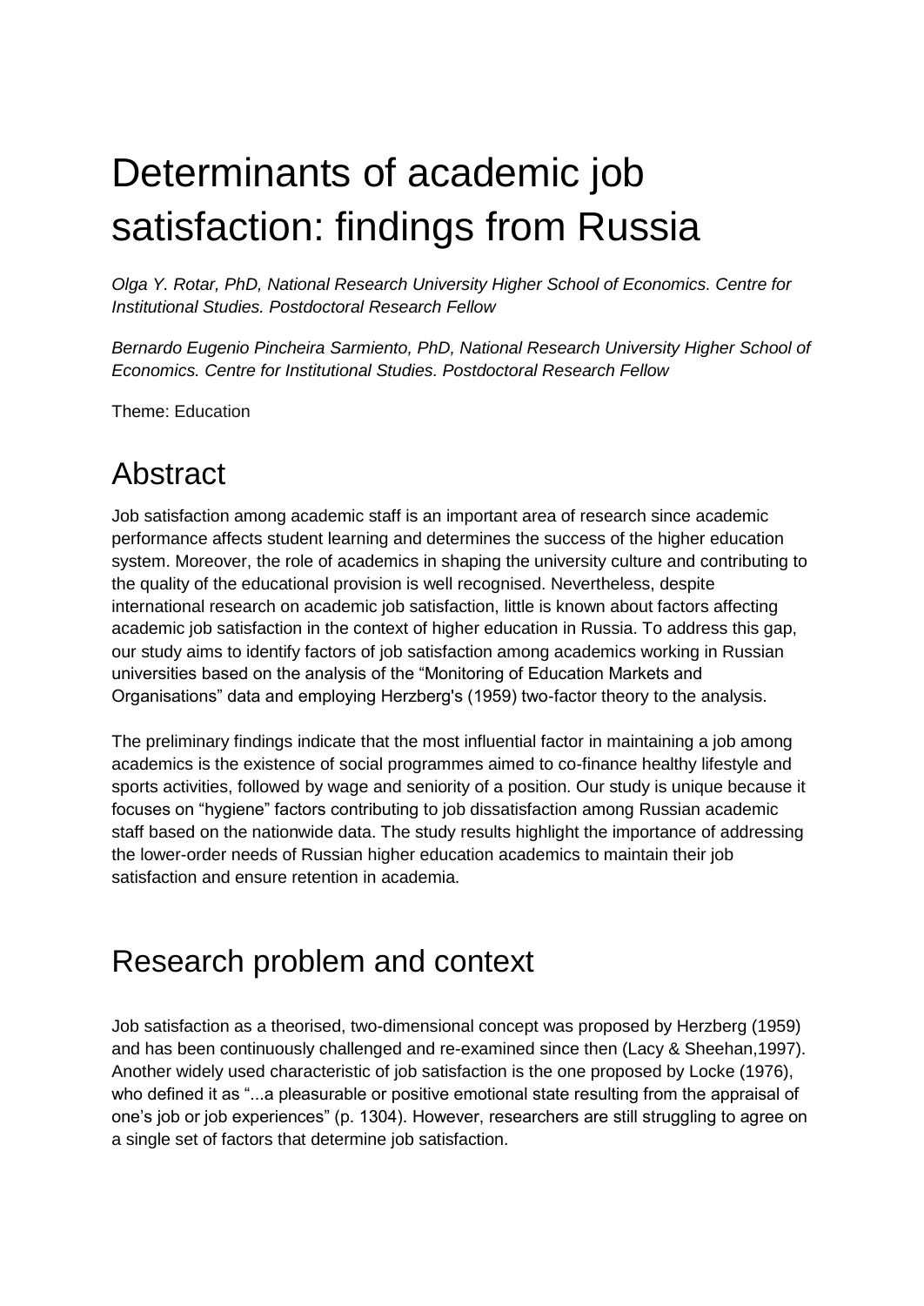# Determinants of academic job satisfaction: findings from Russia

*Olga Y. Rotar, PhD, National Research University Higher School of Economics. Centre for Institutional Studies. Postdoctoral Research Fellow*

*Bernardo Eugenio Pincheira Sarmiento, PhD, National Research University Higher School of Economics. Centre for Institutional Studies. Postdoctoral Research Fellow*

Theme: Education

## Abstract

Job satisfaction among academic staff is an important area of research since academic performance affects student learning and determines the success of the higher education system. Moreover, the role of academics in shaping the university culture and contributing to the quality of the educational provision is well recognised. Nevertheless, despite international research on academic job satisfaction, little is known about factors affecting academic job satisfaction in the context of higher education in Russia. To address this gap, our study aims to identify factors of job satisfaction among academics working in Russian universities based on the analysis of the "Monitoring of Education Markets and Organisations" data and employing Herzberg's (1959) two-factor theory to the analysis.

The preliminary findings indicate that the most influential factor in maintaining a job among academics is the existence of social programmes aimed to co-finance healthy lifestyle and sports activities, followed by wage and seniority of a position. Our study is unique because it focuses on "hygiene" factors contributing to job dissatisfaction among Russian academic staff based on the nationwide data. The study results highlight the importance of addressing the lower-order needs of Russian higher education academics to maintain their job satisfaction and ensure retention in academia.

## Research problem and context

Job satisfaction as a theorised, two-dimensional concept was proposed by Herzberg (1959) and has been continuously challenged and re-examined since then (Lacy & Sheehan,1997). Another widely used characteristic of job satisfaction is the one proposed by Locke (1976), who defined it as "...a pleasurable or positive emotional state resulting from the appraisal of one's job or job experiences" (p. 1304). However, researchers are still struggling to agree on a single set of factors that determine job satisfaction.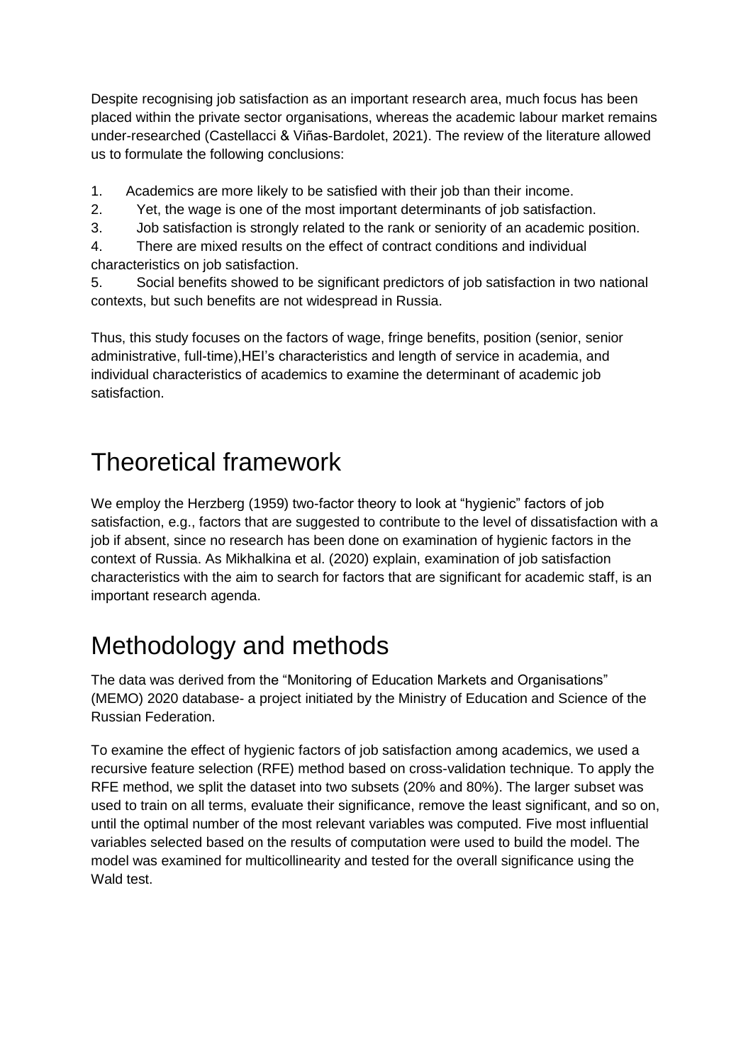Despite recognising job satisfaction as an important research area, much focus has been placed within the private sector organisations, whereas the academic labour market remains under-researched (Castellacci & Viñas-Bardolet, 2021). The review of the literature allowed us to formulate the following conclusions:

1. Academics are more likely to be satisfied with their job than their income.
2. Yet, the wage is one of the most important determinants of job satisfaction.
3. Job satisfaction is strongly related to the rank or seniority of an academic position.
4. There are mixed results on the effect of contract conditions and individual characteristics on job satisfaction.
5. Social benefits showed to be significant predictors of job satisfaction in two national contexts, but such benefits are not widespread in Russia.

Thus, this study focuses on the factors of wage, fringe benefits, position (senior, senior administrative, full-time),HEI's characteristics and length of service in academia, and individual characteristics of academics to examine the determinant of academic job satisfaction.

# Theoretical framework

We employ the Herzberg (1959) two-factor theory to look at "hygienic" factors of job satisfaction, e.g., factors that are suggested to contribute to the level of dissatisfaction with a job if absent, since no research has been done on examination of hygienic factors in the context of Russia. As Mikhalkina et al. (2020) explain, examination of job satisfaction characteristics with the aim to search for factors that are significant for academic staff, is an important research agenda.

# Methodology and methods

The data was derived from the "Monitoring of Education Markets and Organisations" (MEMO) 2020 database- a project initiated by the Ministry of Education and Science of the Russian Federation.

To examine the effect of hygienic factors of job satisfaction among academics, we used a recursive feature selection (RFE) method based on cross-validation technique. To apply the RFE method, we split the dataset into two subsets (20% and 80%). The larger subset was used to train on all terms, evaluate their significance, remove the least significant, and so on, until the optimal number of the most relevant variables was computed. Five most influential variables selected based on the results of computation were used to build the model. The model was examined for multicollinearity and tested for the overall significance using the Wald test.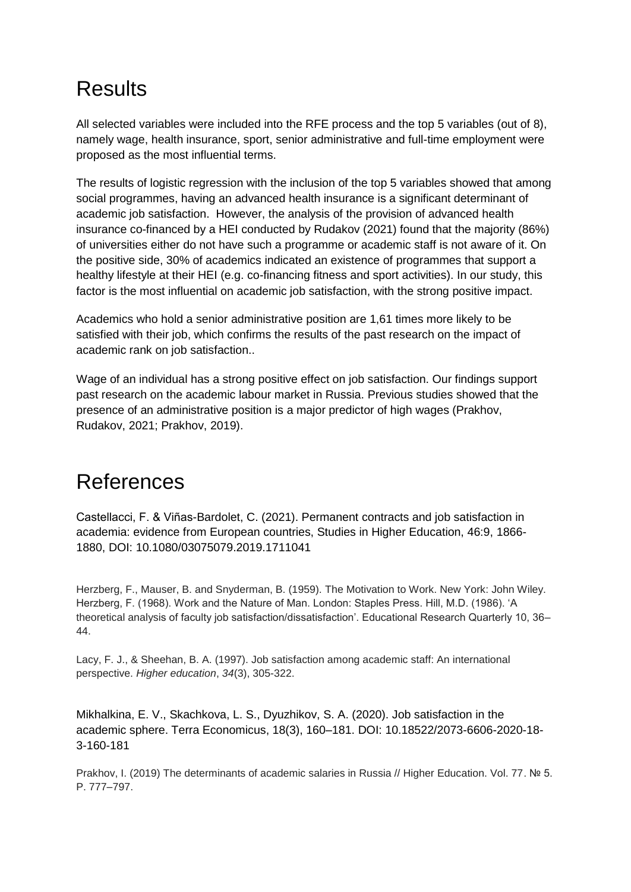# Results

All selected variables were included into the RFE process and the top 5 variables (out of 8), namely wage, health insurance, sport, senior administrative and full-time employment were proposed as the most influential terms.

The results of logistic regression with the inclusion of the top 5 variables showed that among social programmes, having an advanced health insurance is a significant determinant of academic job satisfaction. However, the analysis of the provision of advanced health insurance co-financed by a HEI conducted by Rudakov (2021) found that the majority (86%) of universities either do not have such a programme or academic staff is not aware of it. On the positive side, 30% of academics indicated an existence of programmes that support a healthy lifestyle at their HEI (e.g. co-financing fitness and sport activities). In our study, this factor is the most influential on academic job satisfaction, with the strong positive impact.

Academics who hold a senior administrative position are 1,61 times more likely to be satisfied with their job, which confirms the results of the past research on the impact of academic rank on job satisfaction..

Wage of an individual has a strong positive effect on job satisfaction. Our findings support past research on the academic labour market in Russia. Previous studies showed that the presence of an administrative position is a major predictor of high wages (Prakhov, Rudakov, 2021; Prakhov, 2019).

# References

Castellacci, F. & Viñas-Bardolet, C. (2021). Permanent contracts and job satisfaction in academia: evidence from European countries, Studies in Higher Education, 46:9, 1866-1880, DOI: 10.1080/03075079.2019.1711041

Herzberg, F., Mauser, B. and Snyderman, B. (1959). The Motivation to Work. New York: John Wiley. Herzberg, F. (1968). Work and the Nature of Man. London: Staples Press. Hill, M.D. (1986). 'A theoretical analysis of faculty job satisfaction/dissatisfaction'. Educational Research Quarterly 10, 36–44.

Lacy, F. J., & Sheehan, B. A. (1997). Job satisfaction among academic staff: An international perspective. *Higher education*, *34*(3), 305-322.

Mikhalkina, E. V., Skachkova, L. S., Dyuzhikov, S. A. (2020). Job satisfaction in the academic sphere. Terra Economicus, 18(3), 160–181. DOI: 10.18522/2073-6606-2020-18-3-160-181

Prakhov, I. (2019) The determinants of academic salaries in Russia // Higher Education. Vol. 77. № 5. P. 777–797.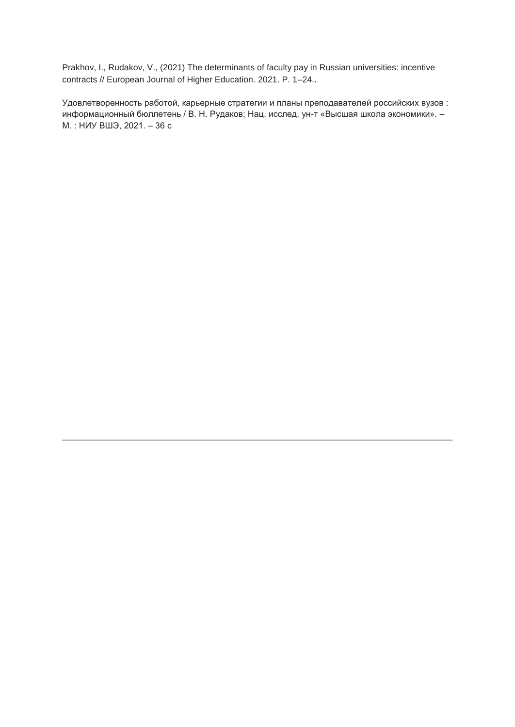Prakhov, I., Rudakov, V., (2021) The determinants of faculty pay in Russian universities: incentive contracts // European Journal of Higher Education. 2021. P. 1–24..

Удовлетворенность работой, карьерные стратегии и планы преподавателей российских вузов : информационный бюллетень / В. Н. Рудаков; Нац. исслед. ун-т «Высшая школа экономики». – М. : НИУ ВШЭ, 2021. – 36 с